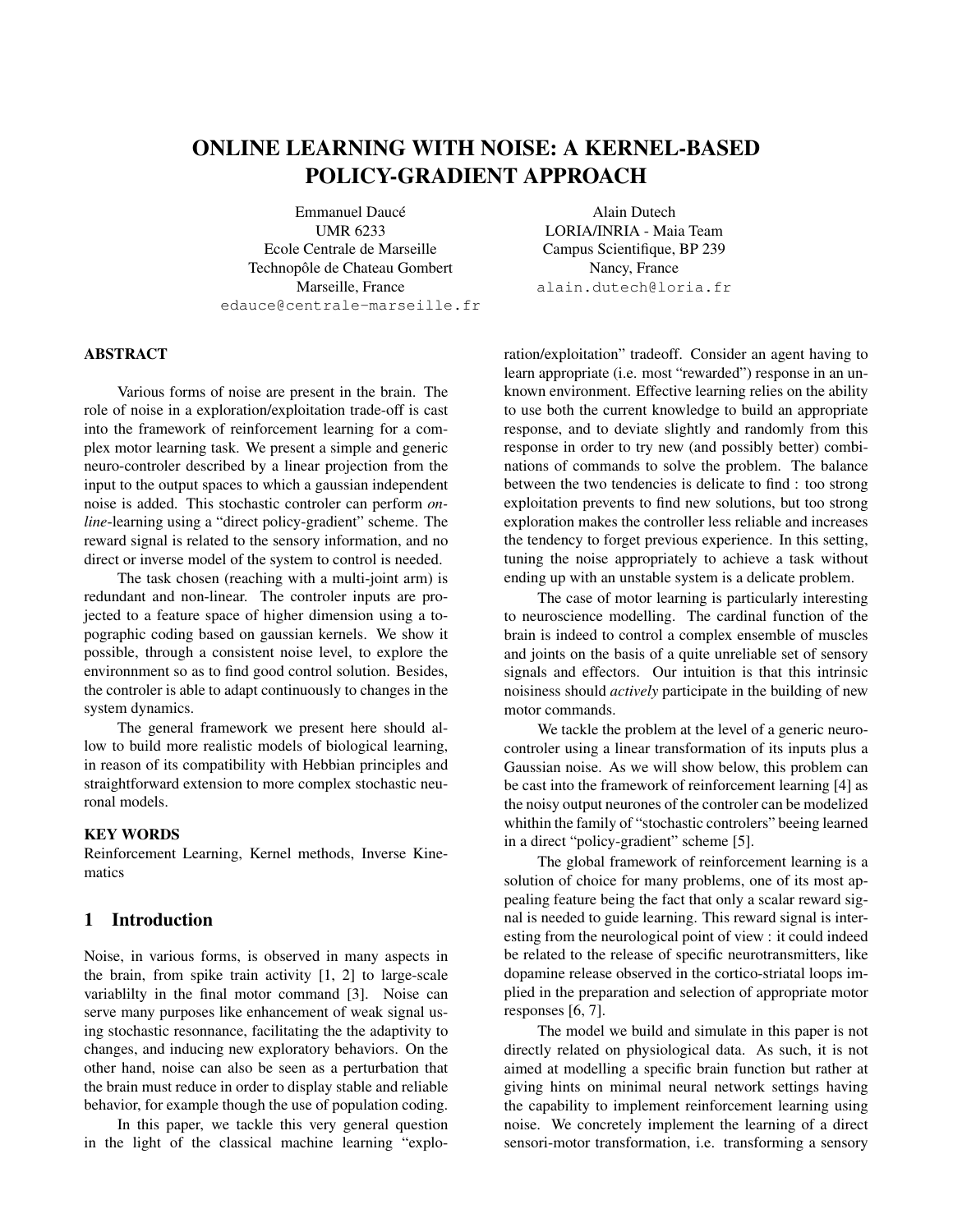# ONLINE LEARNING WITH NOISE: A KERNEL-BASED POLICY-GRADIENT APPROACH

Emmanuel Daucé
UMR 6233
Ecole Centrale de Marseille
Technopôle de Chateau Gombert
Marseille, France
edauce@centrale-marseille.fr

Alain Dutech
LORIA/INRIA - Maia Team
Campus Scientifique, BP 239
Nancy, France
alain.dutech@loria.fr

## ABSTRACT

Various forms of noise are present in the brain. The role of noise in a exploration/exploitation trade-off is cast into the framework of reinforcement learning for a complex motor learning task. We present a simple and generic neuro-controler described by a linear projection from the input to the output spaces to which a gaussian independent noise is added. This stochastic controler can perform *on-line*-learning using a "direct policy-gradient" scheme. The reward signal is related to the sensory information, and no direct or inverse model of the system to control is needed.

The task chosen (reaching with a multi-joint arm) is redundant and non-linear. The controler inputs are projected to a feature space of higher dimension using a topographic coding based on gaussian kernels. We show it possible, through a consistent noise level, to explore the environnment so as to find good control solution. Besides, the controler is able to adapt continuously to changes in the system dynamics.

The general framework we present here should allow to build more realistic models of biological learning, in reason of its compatibility with Hebbian principles and straightforward extension to more complex stochastic neuronal models.

## KEY WORDS

Reinforcement Learning, Kernel methods, Inverse Kinematics

## 1 Introduction

Noise, in various forms, is observed in many aspects in the brain, from spike train activity [1, 2] to large-scale variablilty in the final motor command [3]. Noise can serve many purposes like enhancement of weak signal using stochastic resonnance, facilitating the the adaptivity to changes, and inducing new exploratory behaviors. On the other hand, noise can also be seen as a perturbation that the brain must reduce in order to display stable and reliable behavior, for example though the use of population coding.

In this paper, we tackle this very general question in the light of the classical machine learning "exploration/exploitation" tradeoff. Consider an agent having to learn appropriate (i.e. most "rewarded") response in an unknown environment. Effective learning relies on the ability to use both the current knowledge to build an appropriate response, and to deviate slightly and randomly from this response in order to try new (and possibly better) combinations of commands to solve the problem. The balance between the two tendencies is delicate to find : too strong exploitation prevents to find new solutions, but too strong exploration makes the controller less reliable and increases the tendency to forget previous experience. In this setting, tuning the noise appropriately to achieve a task without ending up with an unstable system is a delicate problem.

The case of motor learning is particularly interesting to neuroscience modelling. The cardinal function of the brain is indeed to control a complex ensemble of muscles and joints on the basis of a quite unreliable set of sensory signals and effectors. Our intuition is that this intrinsic noisiness should *actively* participate in the building of new motor commands.

We tackle the problem at the level of a generic neuro-controler using a linear transformation of its inputs plus a Gaussian noise. As we will show below, this problem can be cast into the framework of reinforcement learning [4] as the noisy output neurones of the controler can be modelized whithin the family of "stochastic controlers" beeing learned in a direct "policy-gradient" scheme [5].

The global framework of reinforcement learning is a solution of choice for many problems, one of its most appealing feature being the fact that only a scalar reward signal is needed to guide learning. This reward signal is interesting from the neurological point of view : it could indeed be related to the release of specific neurotransmitters, like dopamine release observed in the cortico-striatal loops implied in the preparation and selection of appropriate motor responses [6, 7].

The model we build and simulate in this paper is not directly related on physiological data. As such, it is not aimed at modelling a specific brain function but rather at giving hints on minimal neural network settings having the capability to implement reinforcement learning using noise. We concretely implement the learning of a direct sensori-motor transformation, i.e. transforming a sensory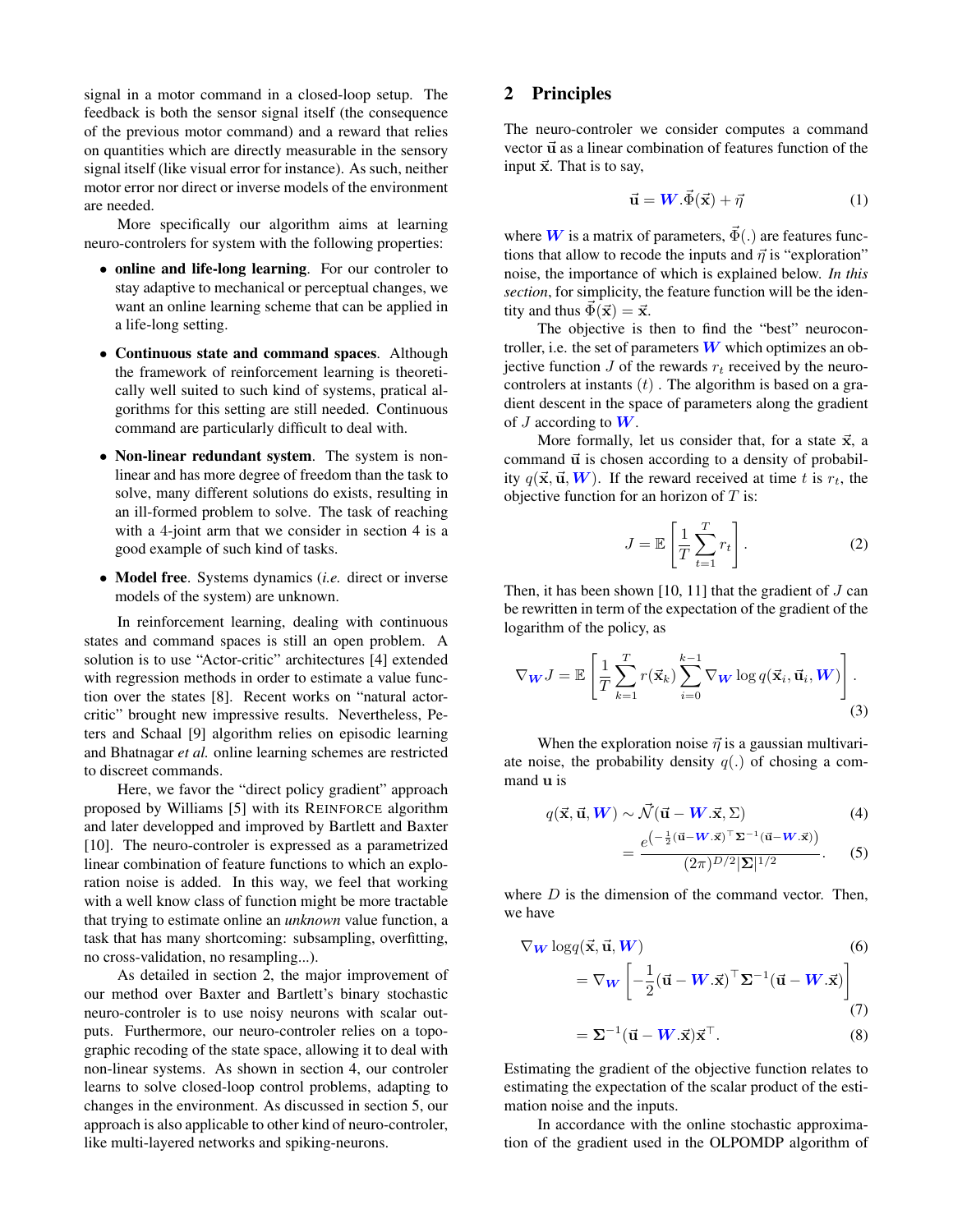signal in a motor command in a closed-loop setup. The feedback is both the sensor signal itself (the consequence of the previous motor command) and a reward that relies on quantities which are directly measurable in the sensory signal itself (like visual error for instance). As such, neither motor error nor direct or inverse models of the environment are needed.

More specifically our algorithm aims at learning neuro-controlers for system with the following properties:

- **online and life-long learning**. For our controler to stay adaptive to mechanical or perceptual changes, we want an online learning scheme that can be applied in a life-long setting.
- **Continuous state and command spaces**. Although the framework of reinforcement learning is theoretically well suited to such kind of systems, pratical algorithms for this setting are still needed. Continuous command are particularly difficult to deal with.
- **Non-linear redundant system**. The system is non-linear and has more degree of freedom than the task to solve, many different solutions do exists, resulting in an ill-formed problem to solve. The task of reaching with a 4-joint arm that we consider in section 4 is a good example of such kind of tasks.
- **Model free**. Systems dynamics (*i.e.* direct or inverse models of the system) are unknown.

In reinforcement learning, dealing with continuous states and command spaces is still an open problem. A solution is to use "Actor-critic" architectures [4] extended with regression methods in order to estimate a value function over the states [8]. Recent works on "natural actor-critic" brought new impressive results. Nevertheless, Peters and Schaal [9] algorithm relies on episodic learning and Bhatnagar *et al.* online learning schemes are restricted to discreet commands.

Here, we favor the "direct policy gradient" approach proposed by Williams [5] with its REINFORCE algorithm and later developped and improved by Bartlett and Baxter [10]. The neuro-controler is expressed as a parametrized linear combination of feature functions to which an exploration noise is added. In this way, we feel that working with a well know class of function might be more tractable that trying to estimate online an *unknown* value function, a task that has many shortcoming: subsampling, overfitting, no cross-validation, no resampling...).

As detailed in section 2, the major improvement of our method over Baxter and Bartlett's binary stochastic neuro-controler is to use noisy neurons with scalar outputs. Furthermore, our neuro-controler relies on a topographic recoding of the state space, allowing it to deal with non-linear systems. As shown in section 4, our controler learns to solve closed-loop control problems, adapting to changes in the environment. As discussed in section 5, our approach is also applicable to other kind of neuro-controler, like multi-layered networks and spiking-neurons.

## 2 Principles

The neuro-controler we consider computes a command vector $\vec{\mathbf{u}}$ as a linear combination of features function of the input $\vec{\mathbf{x}}$. That is to say,

$$\vec{\mathbf{u}} = \boldsymbol{W}.\vec{\Phi}(\vec{\mathbf{x}}) + \vec{\eta} \tag{1}$$

where $\boldsymbol{W}$ is a matrix of parameters, $\vec{\Phi}(.)$ are features functions that allow to recode the inputs and $\vec{\eta}$ is "exploration" noise, the importance of which is explained below. *In this section*, for simplicity, the feature function will be the identity and thus $\vec{\Phi}(\vec{\mathbf{x}}) = \vec{\mathbf{x}}$.

The objective is then to find the "best" neurocontroller, i.e. the set of parameters $\boldsymbol{W}$ which optimizes an objective function $J$ of the rewards $r_t$ received by the neuro-controlers at instants $(t)$. The algorithm is based on a gradient descent in the space of parameters along the gradient of $J$ according to $\boldsymbol{W}$.

More formally, let us consider that, for a state $\vec{\mathbf{x}}$, a command $\vec{\mathbf{u}}$ is chosen according to a density of probability $q(\vec{\mathbf{x}}, \vec{\mathbf{u}}, \boldsymbol{W})$. If the reward received at time $t$ is $r_t$, the objective function for an horizon of $T$ is:

$$J = \mathbb{E}\left[\frac{1}{T}\sum_{t=1}^{T} r_t\right]. \tag{2}$$

Then, it has been shown [10, 11] that the gradient of $J$ can be rewritten in term of the expectation of the gradient of the logarithm of the policy, as

$$\nabla_{\boldsymbol{W}} J = \mathbb{E}\left[\frac{1}{T}\sum_{k=1}^{T} r(\vec{\mathbf{x}}_k)\sum_{i=0}^{k-1}\nabla_{\boldsymbol{W}}\log q(\vec{\mathbf{x}}_i, \vec{\mathbf{u}}_i, \boldsymbol{W})\right]. \tag{3}$$

When the exploration noise $\vec{\eta}$ is a gaussian multivariate noise, the probability density $q(.)$ of chosing a command $\mathbf{u}$ is

$$q(\vec{\mathbf{x}}, \vec{\mathbf{u}}, \boldsymbol{W}) \sim \vec{\mathcal{N}}(\vec{\mathbf{u}} - \boldsymbol{W}.\vec{\mathbf{x}}, \Sigma) \tag{4}$$

$$= \frac{e^{\left(-\frac{1}{2}(\vec{\mathbf{u}} - \boldsymbol{W}.\vec{\mathbf{x}})^{\top}\boldsymbol{\Sigma}^{-1}(\vec{\mathbf{u}} - \boldsymbol{W}.\vec{\mathbf{x}})\right)}}{(2\pi)^{D/2}|\boldsymbol{\Sigma}|^{1/2}}. \tag{5}$$

where $D$ is the dimension of the command vector. Then, we have

$$\nabla_{\boldsymbol{W}} \log q(\vec{\mathbf{x}}, \vec{\mathbf{u}}, \boldsymbol{W}) \tag{6}$$

$$= \nabla_{\boldsymbol{W}}\left[-\frac{1}{2}(\vec{\mathbf{u}} - \boldsymbol{W}.\vec{\mathbf{x}})^{\top}\boldsymbol{\Sigma}^{-1}(\vec{\mathbf{u}} - \boldsymbol{W}.\vec{\mathbf{x}})\right] \tag{7}$$

$$= \boldsymbol{\Sigma}^{-1}(\vec{\mathbf{u}} - \boldsymbol{W}.\vec{\mathbf{x}})\vec{\mathbf{x}}^{\top}. \tag{8}$$

Estimating the gradient of the objective function relates to estimating the expectation of the scalar product of the estimation noise and the inputs.

In accordance with the online stochastic approximation of the gradient used in the OLPOMDP algorithm of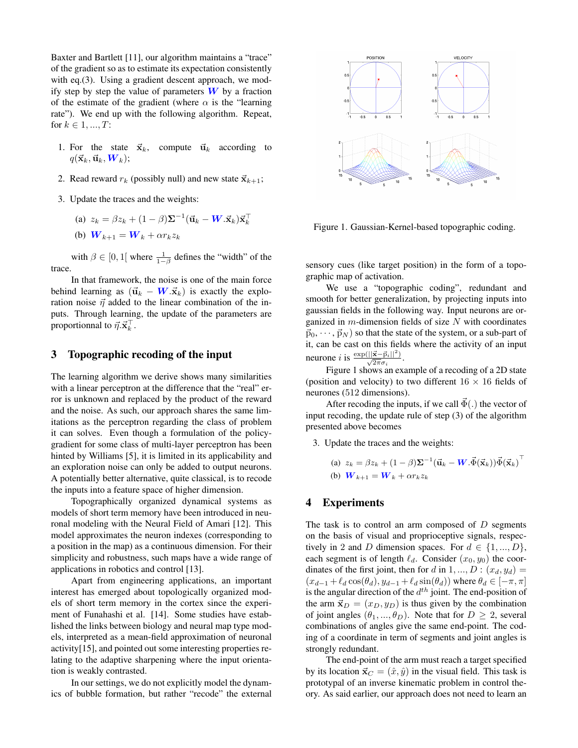Baxter and Bartlett [11], our algorithm maintains a "trace" of the gradient so as to estimate its expectation consistently with eq.(3). Using a gradient descent approach, we modify step by step the value of parameters $\boldsymbol{W}$ by a fraction of the estimate of the gradient (where $\alpha$ is the "learning rate"). We end up with the following algorithm. Repeat, for $k \in 1, ..., T$:

1. For the state $\vec{\mathbf{x}}_k$, compute $\vec{\mathbf{u}}_k$ according to $q(\vec{\mathbf{x}}_k, \vec{\mathbf{u}}_k, \boldsymbol{W}_k)$;
2. Read reward $r_k$ (possibly null) and new state $\vec{\mathbf{x}}_{k+1}$;
3. Update the traces and the weights:

   (a) $z_k = \beta z_k + (1-\beta)\boldsymbol{\Sigma}^{-1}(\vec{\mathbf{u}}_k - \boldsymbol{W}.\vec{\mathbf{x}}_k)\vec{\mathbf{x}}_k^\top$

   (b) $\boldsymbol{W}_{k+1} = \boldsymbol{W}_k + \alpha r_k z_k$

with $\beta \in [0, 1[$ where $\frac{1}{1-\beta}$ defines the "width" of the trace.

In that framework, the noise is one of the main force behind learning as $(\vec{\mathbf{u}}_k - \boldsymbol{W}.\vec{\mathbf{x}}_k)$ is exactly the exploration noise $\vec{\eta}$ added to the linear combination of the inputs. Through learning, the update of the parameters are proportionnal to $\vec{\eta}.\vec{\mathbf{x}}_k^\top$.

## 3 Topographic recoding of the input

The learning algorithm we derive shows many similarities with a linear perceptron at the difference that the "real" error is unknown and replaced by the product of the reward and the noise. As such, our approach shares the same limitations as the perceptron regarding the class of problem it can solves. Even though a formulation of the policy-gradient for some class of multi-layer perceptron has been hinted by Williams [5], it is limited in its applicability and an exploration noise can only be added to output neurons. A potentially better alternative, quite classical, is to recode the inputs into a feature space of higher dimension.

Topographically organized dynamical systems as models of short term memory have been introduced in neuronal modeling with the Neural Field of Amari [12]. This model approximates the neuron indexes (corresponding to a position in the map) as a continuous dimension. For their simplicity and robustness, such maps have a wide range of applications in robotics and control [13].

Apart from engineering applications, an important interest has emerged about topologically organized models of short term memory in the cortex since the experiment of Funahashi et al. [14]. Some studies have established the links between biology and neural map type models, interpreted as a mean-field approximation of neuronal activity[15], and pointed out some interesting properties relating to the adaptive sharpening where the input orientation is weakly contrasted.

In our settings, we do not explicitly model the dynamics of bubble formation, but rather "recode" the external sensory cues (like target position) in the form of a topographic map of activation.

Figure 1. Gaussian-Kernel-based topographic coding.

We use a "topographic coding", redundant and smooth for better generalization, by projecting inputs into gaussian fields in the following way. Input neurons are organized in $m$-dimension fields of size $N$ with coordinates $\vec{\mathrm{p}}_0, \cdots, \vec{\mathrm{p}}_N)$ so that the state of the system, or a sub-part of it, can be cast on this fields where the activity of an input neurone $i$ is $\frac{\exp(||\vec{\mathbf{x}} - \vec{\mathrm{p}}_i||^2)}{\sqrt{2\pi}\sigma_i}$.

Figure 1 shows an example of a recoding of a 2D state (position and velocity) to two different $16 \times 16$ fields of neurones (512 dimensions).

After recoding the inputs, if we call $\vec{\Phi}(.)$ the vector of input recoding, the update rule of step (3) of the algorithm presented above becomes

3. Update the traces and the weights:

   (a) $z_k = \beta z_k + (1-\beta)\boldsymbol{\Sigma}^{-1}(\vec{\mathbf{u}}_k - \boldsymbol{W}.\vec{\Phi}(\vec{\mathbf{x}}_k))\vec{\Phi}(\vec{\mathbf{x}}_k)^\top$

   (b) $\boldsymbol{W}_{k+1} = \boldsymbol{W}_k + \alpha r_k z_k$

## 4 Experiments

The task is to control an arm composed of $D$ segments on the basis of visual and proprioceptive signals, respectively in 2 and $D$ dimension spaces. For $d \in \{1, ..., D\}$, each segment is of length $\ell_d$. Consider $(x_0, y_0)$ the coordinates of the first joint, then for $d$ in $1, ..., D$ : $(x_d, y_d) = (x_{d-1} + \ell_d \cos(\theta_d), y_{d-1} + \ell_d \sin(\theta_d))$ where $\theta_d \in [-\pi, \pi]$ is the angular direction of the $d^{th}$ joint. The end-position of the arm $\vec{\mathbf{x}}_D = (x_D, y_D)$ is thus given by the combination of joint angles $(\theta_1, ..., \theta_D)$. Note that for $D \geq 2$, several combinations of angles give the same end-point. The coding of a coordinate in term of segments and joint angles is strongly redundant.

The end-point of the arm must reach a target specified by its location $\vec{\mathbf{x}}_C = (\hat{x}, \hat{y})$ in the visual field. This task is prototypal of an inverse kinematic problem in control theory. As said earlier, our approach does not need to learn an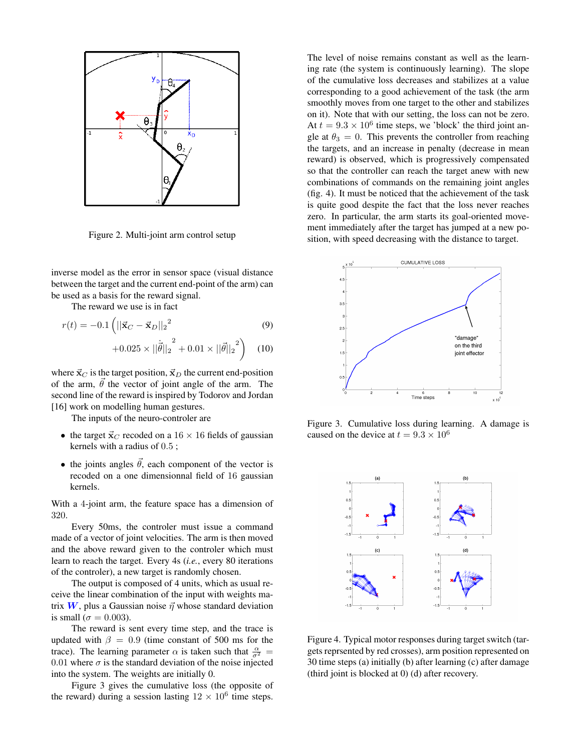Figure 2. Multi-joint arm control setup

inverse model as the error in sensor space (visual distance between the target and the current end-point of the arm) can be used as a basis for the reward signal.

The reward we use is in fact

$$r(t) = -0.1 \left( ||\vec{\mathbf{x}}_C - \vec{\mathbf{x}}_D||_2{}^2 \right. \quad (9)$$

$$\left. +0.025 \times ||\dot{\vec{\theta}}||_2{}^2 + 0.01 \times ||\vec{\theta}||_2{}^2 \right) \quad (10)$$

where $\vec{\mathbf{x}}_C$ is the target position, $\vec{\mathbf{x}}_D$ the current end-position of the arm, $\vec{\theta}$ the vector of joint angle of the arm. The second line of the reward is inspired by Todorov and Jordan [16] work on modelling human gestures.

The inputs of the neuro-controler are

- the target $\vec{\mathbf{x}}_C$ recoded on a $16 \times 16$ fields of gaussian kernels with a radius of $0.5$ ;
- the joints angles $\vec{\theta}$, each component of the vector is recoded on a one dimensionnal field of 16 gaussian kernels.

With a 4-joint arm, the feature space has a dimension of 320.

Every 50ms, the controler must issue a command made of a vector of joint velocities. The arm is then moved and the above reward given to the controler which must learn to reach the target. Every 4s (*i.e.*, every 80 iterations of the controler), a new target is randomly chosen.

The output is composed of 4 units, which as usual receive the linear combination of the input with weights matrix $\boldsymbol{W}$, plus a Gaussian noise $\vec{\eta}$ whose standard deviation is small ($\sigma = 0.003$).

The reward is sent every time step, and the trace is updated with $\beta = 0.9$ (time constant of 500 ms for the trace). The learning parameter $\alpha$ is taken such that $\frac{\alpha}{\sigma^2} = 0.01$ where $\sigma$ is the standard deviation of the noise injected into the system. The weights are initially 0.

Figure 3 gives the cumulative loss (the opposite of the reward) during a session lasting $12 \times 10^6$ time steps. The level of noise remains constant as well as the learning rate (the system is continuously learning). The slope of the cumulative loss decreases and stabilizes at a value corresponding to a good achievement of the task (the arm smoothly moves from one target to the other and stabilizes on it). Note that with our setting, the loss can not be zero. At $t = 9.3 \times 10^6$ time steps, we 'block' the third joint angle at $\theta_3 = 0$. This prevents the controller from reaching the targets, and an increase in penalty (decrease in mean reward) is observed, which is progressively compensated so that the controller can reach the target anew with new combinations of commands on the remaining joint angles (fig. 4). It must be noticed that the achievement of the task is quite good despite the fact that the loss never reaches zero. In particular, the arm starts its goal-oriented movement immediately after the target has jumped at a new position, with speed decreasing with the distance to target.

Figure 3. Cumulative loss during learning. A damage is caused on the device at $t = 9.3 \times 10^6$

Figure 4. Typical motor responses during target switch (targets reprsented by red crosses), arm position represented on 30 time steps (a) initially (b) after learning (c) after damage (third joint is blocked at 0) (d) after recovery.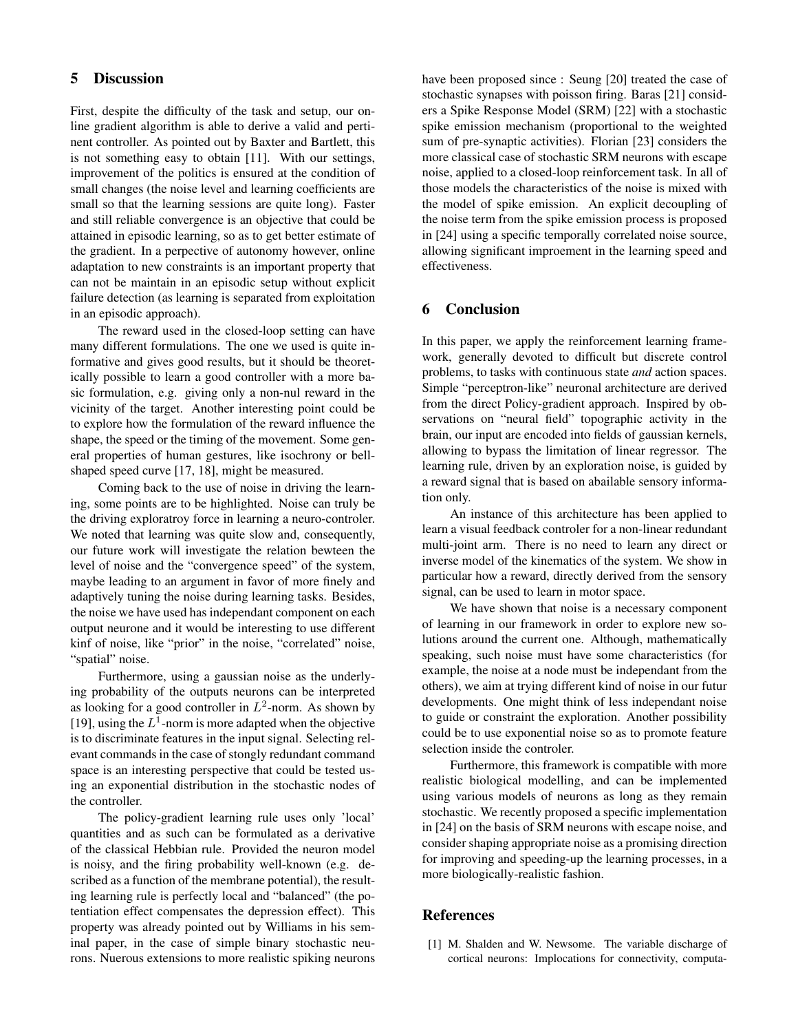## 5 Discussion

First, despite the difficulty of the task and setup, our online gradient algorithm is able to derive a valid and pertinent controller. As pointed out by Baxter and Bartlett, this is not something easy to obtain [11]. With our settings, improvement of the politics is ensured at the condition of small changes (the noise level and learning coefficients are small so that the learning sessions are quite long). Faster and still reliable convergence is an objective that could be attained in episodic learning, so as to get better estimate of the gradient. In a perpective of autonomy however, online adaptation to new constraints is an important property that can not be maintain in an episodic setup without explicit failure detection (as learning is separated from exploitation in an episodic approach).

The reward used in the closed-loop setting can have many different formulations. The one we used is quite informative and gives good results, but it should be theoretically possible to learn a good controller with a more basic formulation, e.g. giving only a non-nul reward in the vicinity of the target. Another interesting point could be to explore how the formulation of the reward influence the shape, the speed or the timing of the movement. Some general properties of human gestures, like isochrony or bell-shaped speed curve [17, 18], might be measured.

Coming back to the use of noise in driving the learning, some points are to be highlighted. Noise can truly be the driving exploratroy force in learning a neuro-controler. We noted that learning was quite slow and, consequently, our future work will investigate the relation bewteen the level of noise and the "convergence speed" of the system, maybe leading to an argument in favor of more finely and adaptively tuning the noise during learning tasks. Besides, the noise we have used has independant component on each output neurone and it would be interesting to use different kinf of noise, like "prior" in the noise, "correlated" noise, "spatial" noise.

Furthermore, using a gaussian noise as the underlying probability of the outputs neurons can be interpreted as looking for a good controller in $L^2$-norm. As shown by [19], using the $L^1$-norm is more adapted when the objective is to discriminate features in the input signal. Selecting relevant commands in the case of stongly redundant command space is an interesting perspective that could be tested using an exponential distribution in the stochastic nodes of the controller.

The policy-gradient learning rule uses only 'local' quantities and as such can be formulated as a derivative of the classical Hebbian rule. Provided the neuron model is noisy, and the firing probability well-known (e.g. described as a function of the membrane potential), the resulting learning rule is perfectly local and "balanced" (the potentiation effect compensates the depression effect). This property was already pointed out by Williams in his seminal paper, in the case of simple binary stochastic neurons. Nuerous extensions to more realistic spiking neurons have been proposed since : Seung [20] treated the case of stochastic synapses with poisson firing. Baras [21] considers a Spike Response Model (SRM) [22] with a stochastic spike emission mechanism (proportional to the weighted sum of pre-synaptic activities). Florian [23] considers the more classical case of stochastic SRM neurons with escape noise, applied to a closed-loop reinforcement task. In all of those models the characteristics of the noise is mixed with the model of spike emission. An explicit decoupling of the noise term from the spike emission process is proposed in [24] using a specific temporally correlated noise source, allowing significant improement in the learning speed and effectiveness.

## 6 Conclusion

In this paper, we apply the reinforcement learning framework, generally devoted to difficult but discrete control problems, to tasks with continuous state *and* action spaces. Simple "perceptron-like" neuronal architecture are derived from the direct Policy-gradient approach. Inspired by observations on "neural field" topographic activity in the brain, our input are encoded into fields of gaussian kernels, allowing to bypass the limitation of linear regressor. The learning rule, driven by an exploration noise, is guided by a reward signal that is based on abailable sensory information only.

An instance of this architecture has been applied to learn a visual feedback controler for a non-linear redundant multi-joint arm. There is no need to learn any direct or inverse model of the kinematics of the system. We show in particular how a reward, directly derived from the sensory signal, can be used to learn in motor space.

We have shown that noise is a necessary component of learning in our framework in order to explore new solutions around the current one. Although, mathematically speaking, such noise must have some characteristics (for example, the noise at a node must be independant from the others), we aim at trying different kind of noise in our futur developments. One might think of less independant noise to guide or constraint the exploration. Another possibility could be to use exponential noise so as to promote feature selection inside the controler.

Furthermore, this framework is compatible with more realistic biological modelling, and can be implemented using various models of neurons as long as they remain stochastic. We recently proposed a specific implementation in [24] on the basis of SRM neurons with escape noise, and consider shaping appropriate noise as a promising direction for improving and speeding-up the learning processes, in a more biologically-realistic fashion.

## References

[1] M. Shalden and W. Newsome. The variable discharge of cortical neurons: Implocations for connectivity, computa-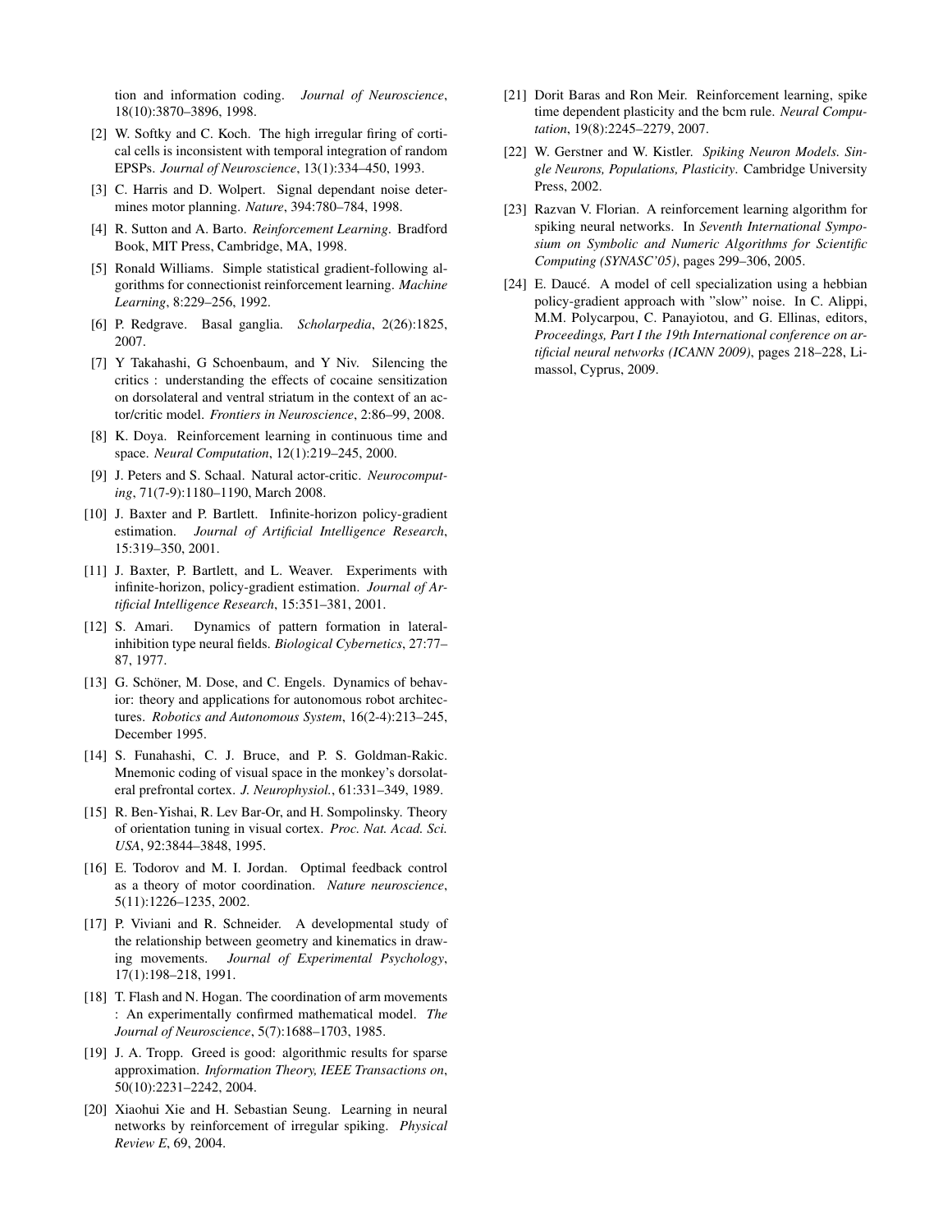tion and information coding. *Journal of Neuroscience*, 18(10):3870–3896, 1998.

[2] W. Softky and C. Koch. The high irregular firing of cortical cells is inconsistent with temporal integration of random EPSPs. *Journal of Neuroscience*, 13(1):334–450, 1993.

[3] C. Harris and D. Wolpert. Signal dependant noise determines motor planning. *Nature*, 394:780–784, 1998.

[4] R. Sutton and A. Barto. *Reinforcement Learning*. Bradford Book, MIT Press, Cambridge, MA, 1998.

[5] Ronald Williams. Simple statistical gradient-following algorithms for connectionist reinforcement learning. *Machine Learning*, 8:229–256, 1992.

[6] P. Redgrave. Basal ganglia. *Scholarpedia*, 2(26):1825, 2007.

[7] Y Takahashi, G Schoenbaum, and Y Niv. Silencing the critics : understanding the effects of cocaine sensitization on dorsolateral and ventral striatum in the context of an actor/critic model. *Frontiers in Neuroscience*, 2:86–99, 2008.

[8] K. Doya. Reinforcement learning in continuous time and space. *Neural Computation*, 12(1):219–245, 2000.

[9] J. Peters and S. Schaal. Natural actor-critic. *Neurocomputing*, 71(7-9):1180–1190, March 2008.

[10] J. Baxter and P. Bartlett. Infinite-horizon policy-gradient estimation. *Journal of Artificial Intelligence Research*, 15:319–350, 2001.

[11] J. Baxter, P. Bartlett, and L. Weaver. Experiments with infinite-horizon, policy-gradient estimation. *Journal of Artificial Intelligence Research*, 15:351–381, 2001.

[12] S. Amari. Dynamics of pattern formation in lateral-inhibition type neural fields. *Biological Cybernetics*, 27:77–87, 1977.

[13] G. Schöner, M. Dose, and C. Engels. Dynamics of behavior: theory and applications for autonomous robot architectures. *Robotics and Autonomous System*, 16(2-4):213–245, December 1995.

[14] S. Funahashi, C. J. Bruce, and P. S. Goldman-Rakic. Mnemonic coding of visual space in the monkey's dorsolateral prefrontal cortex. *J. Neurophysiol.*, 61:331–349, 1989.

[15] R. Ben-Yishai, R. Lev Bar-Or, and H. Sompolinsky. Theory of orientation tuning in visual cortex. *Proc. Nat. Acad. Sci. USA*, 92:3844–3848, 1995.

[16] E. Todorov and M. I. Jordan. Optimal feedback control as a theory of motor coordination. *Nature neuroscience*, 5(11):1226–1235, 2002.

[17] P. Viviani and R. Schneider. A developmental study of the relationship between geometry and kinematics in drawing movements. *Journal of Experimental Psychology*, 17(1):198–218, 1991.

[18] T. Flash and N. Hogan. The coordination of arm movements : An experimentally confirmed mathematical model. *The Journal of Neuroscience*, 5(7):1688–1703, 1985.

[19] J. A. Tropp. Greed is good: algorithmic results for sparse approximation. *Information Theory, IEEE Transactions on*, 50(10):2231–2242, 2004.

[20] Xiaohui Xie and H. Sebastian Seung. Learning in neural networks by reinforcement of irregular spiking. *Physical Review E*, 69, 2004.

[21] Dorit Baras and Ron Meir. Reinforcement learning, spike time dependent plasticity and the bcm rule. *Neural Computation*, 19(8):2245–2279, 2007.

[22] W. Gerstner and W. Kistler. *Spiking Neuron Models. Single Neurons, Populations, Plasticity*. Cambridge University Press, 2002.

[23] Razvan V. Florian. A reinforcement learning algorithm for spiking neural networks. In *Seventh International Symposium on Symbolic and Numeric Algorithms for Scientific Computing (SYNASC'05)*, pages 299–306, 2005.

[24] E. Daucé. A model of cell specialization using a hebbian policy-gradient approach with "slow" noise. In C. Alippi, M.M. Polycarpou, C. Panayiotou, and G. Ellinas, editors, *Proceedings, Part I the 19th International conference on artificial neural networks (ICANN 2009)*, pages 218–228, Limassol, Cyprus, 2009.